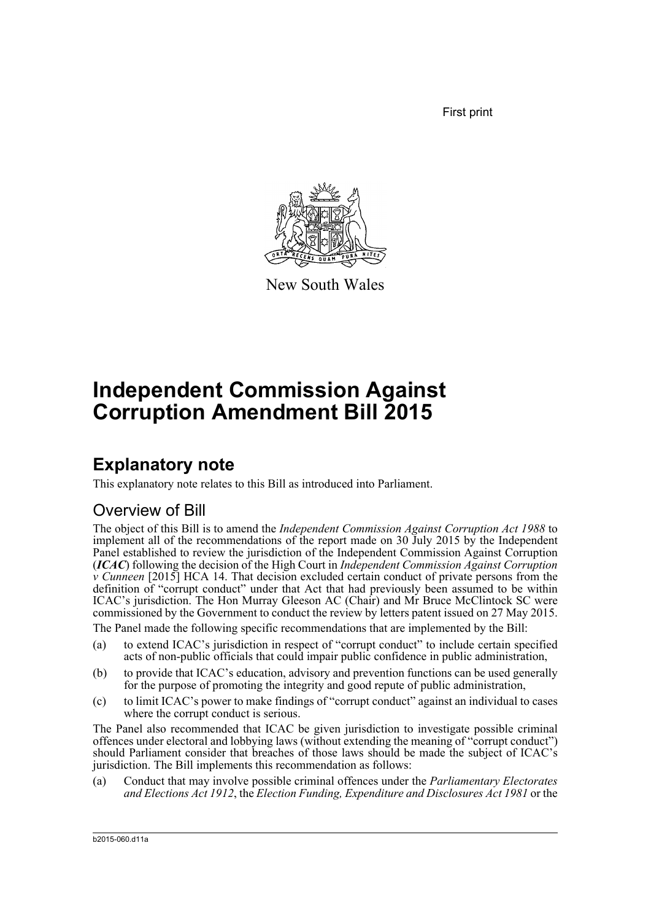First print

New South Wales

# Independent Commission Against Corruption Amendment Bill 2015

## Explanatory note

This explanatory note relates to this Bill as introduced into Parliament.

### Overview of Bill

The object of this Bill is to amend the *Independent Commission Against Corruption Act 1988* to implement all of the recommendations of the report made on 30 July 2015 by the Independent Panel established to review the jurisdiction of the Independent Commission Against Corruption (***ICAC***) following the decision of the High Court in *Independent Commission Against Corruption v Cunneen* [2015] HCA 14. That decision excluded certain conduct of private persons from the definition of "corrupt conduct" under that Act that had previously been assumed to be within ICAC's jurisdiction. The Hon Murray Gleeson AC (Chair) and Mr Bruce McClintock SC were commissioned by the Government to conduct the review by letters patent issued on 27 May 2015.

The Panel made the following specific recommendations that are implemented by the Bill:

(a) to extend ICAC's jurisdiction in respect of "corrupt conduct" to include certain specified acts of non-public officials that could impair public confidence in public administration,

(b) to provide that ICAC's education, advisory and prevention functions can be used generally for the purpose of promoting the integrity and good repute of public administration,

(c) to limit ICAC's power to make findings of "corrupt conduct" against an individual to cases where the corrupt conduct is serious.

The Panel also recommended that ICAC be given jurisdiction to investigate possible criminal offences under electoral and lobbying laws (without extending the meaning of "corrupt conduct") should Parliament consider that breaches of those laws should be made the subject of ICAC's jurisdiction. The Bill implements this recommendation as follows:

(a) Conduct that may involve possible criminal offences under the *Parliamentary Electorates and Elections Act 1912*, the *Election Funding, Expenditure and Disclosures Act 1981* or the

b2015-060.d11a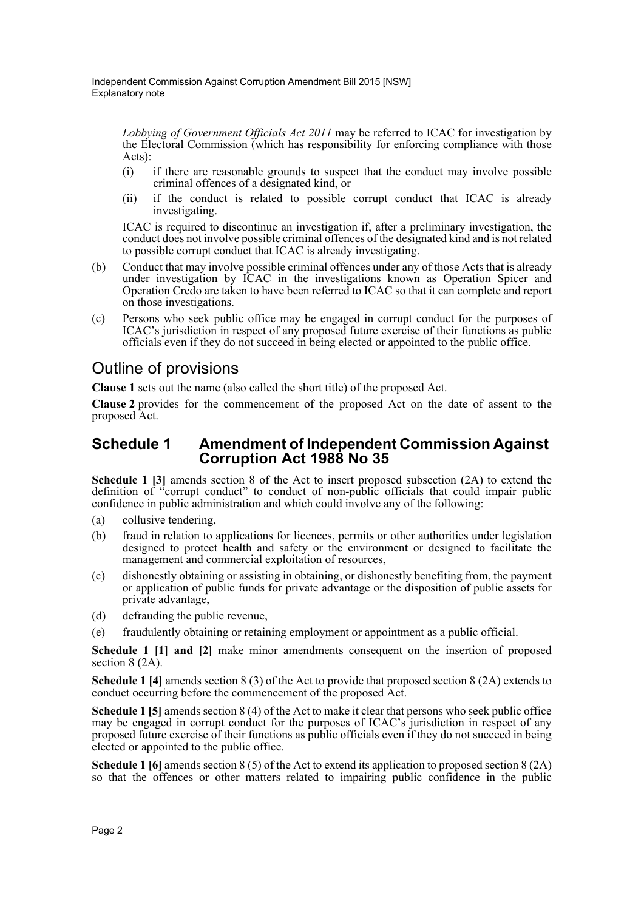*Lobbying of Government Officials Act 2011* may be referred to ICAC for investigation by the Electoral Commission (which has responsibility for enforcing compliance with those Acts):

(i) if there are reasonable grounds to suspect that the conduct may involve possible criminal offences of a designated kind, or

(ii) if the conduct is related to possible corrupt conduct that ICAC is already investigating.

ICAC is required to discontinue an investigation if, after a preliminary investigation, the conduct does not involve possible criminal offences of the designated kind and is not related to possible corrupt conduct that ICAC is already investigating.

(b) Conduct that may involve possible criminal offences under any of those Acts that is already under investigation by ICAC in the investigations known as Operation Spicer and Operation Credo are taken to have been referred to ICAC so that it can complete and report on those investigations.

(c) Persons who seek public office may be engaged in corrupt conduct for the purposes of ICAC's jurisdiction in respect of any proposed future exercise of their functions as public officials even if they do not succeed in being elected or appointed to the public office.

## Outline of provisions

**Clause 1** sets out the name (also called the short title) of the proposed Act.

**Clause 2** provides for the commencement of the proposed Act on the date of assent to the proposed Act.

### Schedule 1 Amendment of Independent Commission Against Corruption Act 1988 No 35

**Schedule 1 [3]** amends section 8 of the Act to insert proposed subsection (2A) to extend the definition of "corrupt conduct" to conduct of non-public officials that could impair public confidence in public administration and which could involve any of the following:

(a) collusive tendering,

(b) fraud in relation to applications for licences, permits or other authorities under legislation designed to protect health and safety or the environment or designed to facilitate the management and commercial exploitation of resources,

(c) dishonestly obtaining or assisting in obtaining, or dishonestly benefiting from, the payment or application of public funds for private advantage or the disposition of public assets for private advantage,

(d) defrauding the public revenue,

(e) fraudulently obtaining or retaining employment or appointment as a public official.

**Schedule 1 [1] and [2]** make minor amendments consequent on the insertion of proposed section 8 (2A).

**Schedule 1 [4]** amends section 8 (3) of the Act to provide that proposed section 8 (2A) extends to conduct occurring before the commencement of the proposed Act.

**Schedule 1 [5]** amends section 8 (4) of the Act to make it clear that persons who seek public office may be engaged in corrupt conduct for the purposes of ICAC's jurisdiction in respect of any proposed future exercise of their functions as public officials even if they do not succeed in being elected or appointed to the public office.

**Schedule 1 [6]** amends section 8 (5) of the Act to extend its application to proposed section 8 (2A) so that the offences or other matters related to impairing public confidence in the public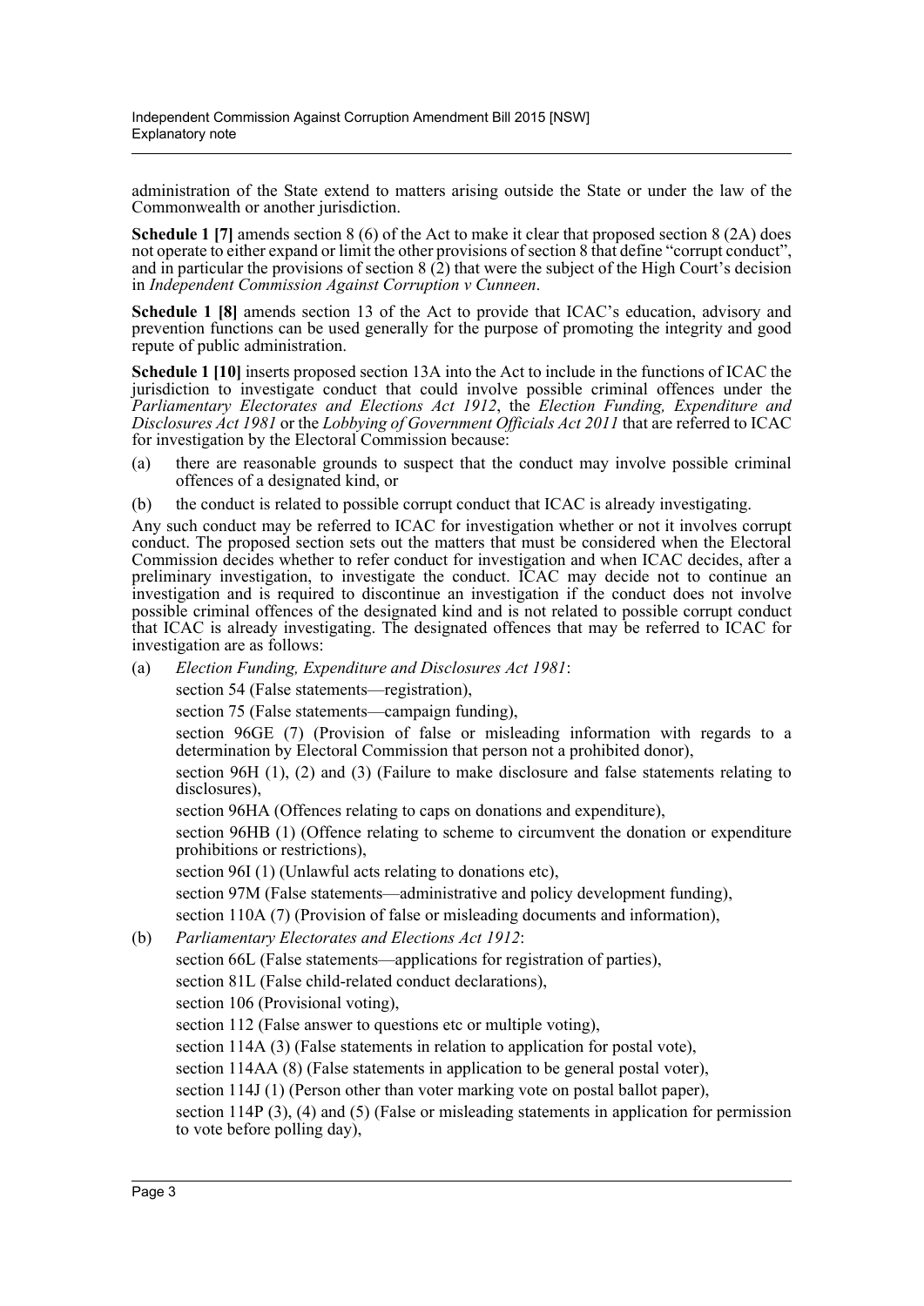administration of the State extend to matters arising outside the State or under the law of the Commonwealth or another jurisdiction.

**Schedule 1 [7]** amends section 8 (6) of the Act to make it clear that proposed section 8 (2A) does not operate to either expand or limit the other provisions of section 8 that define "corrupt conduct", and in particular the provisions of section 8 (2) that were the subject of the High Court's decision in *Independent Commission Against Corruption v Cunneen*.

**Schedule 1 [8]** amends section 13 of the Act to provide that ICAC's education, advisory and prevention functions can be used generally for the purpose of promoting the integrity and good repute of public administration.

**Schedule 1 [10]** inserts proposed section 13A into the Act to include in the functions of ICAC the jurisdiction to investigate conduct that could involve possible criminal offences under the *Parliamentary Electorates and Elections Act 1912*, the *Election Funding, Expenditure and Disclosures Act 1981* or the *Lobbying of Government Officials Act 2011* that are referred to ICAC for investigation by the Electoral Commission because:

(a) there are reasonable grounds to suspect that the conduct may involve possible criminal offences of a designated kind, or

(b) the conduct is related to possible corrupt conduct that ICAC is already investigating.

Any such conduct may be referred to ICAC for investigation whether or not it involves corrupt conduct. The proposed section sets out the matters that must be considered when the Electoral Commission decides whether to refer conduct for investigation and when ICAC decides, after a preliminary investigation, to investigate the conduct. ICAC may decide not to continue an investigation and is required to discontinue an investigation if the conduct does not involve possible criminal offences of the designated kind and is not related to possible corrupt conduct that ICAC is already investigating. The designated offences that may be referred to ICAC for investigation are as follows:

(a) *Election Funding, Expenditure and Disclosures Act 1981*:

section 54 (False statements—registration),

section 75 (False statements—campaign funding),

section 96GE (7) (Provision of false or misleading information with regards to a determination by Electoral Commission that person not a prohibited donor),

section 96H (1), (2) and (3) (Failure to make disclosure and false statements relating to disclosures),

section 96HA (Offences relating to caps on donations and expenditure),

section 96HB (1) (Offence relating to scheme to circumvent the donation or expenditure prohibitions or restrictions),

section 96I (1) (Unlawful acts relating to donations etc),

section 97M (False statements—administrative and policy development funding),

section 110A (7) (Provision of false or misleading documents and information),

(b) *Parliamentary Electorates and Elections Act 1912*:

section 66L (False statements—applications for registration of parties),

section 81L (False child-related conduct declarations),

section 106 (Provisional voting),

section 112 (False answer to questions etc or multiple voting),

section 114A (3) (False statements in relation to application for postal vote),

section 114AA (8) (False statements in application to be general postal voter),

section 114J (1) (Person other than voter marking vote on postal ballot paper),

section 114P (3), (4) and (5) (False or misleading statements in application for permission to vote before polling day),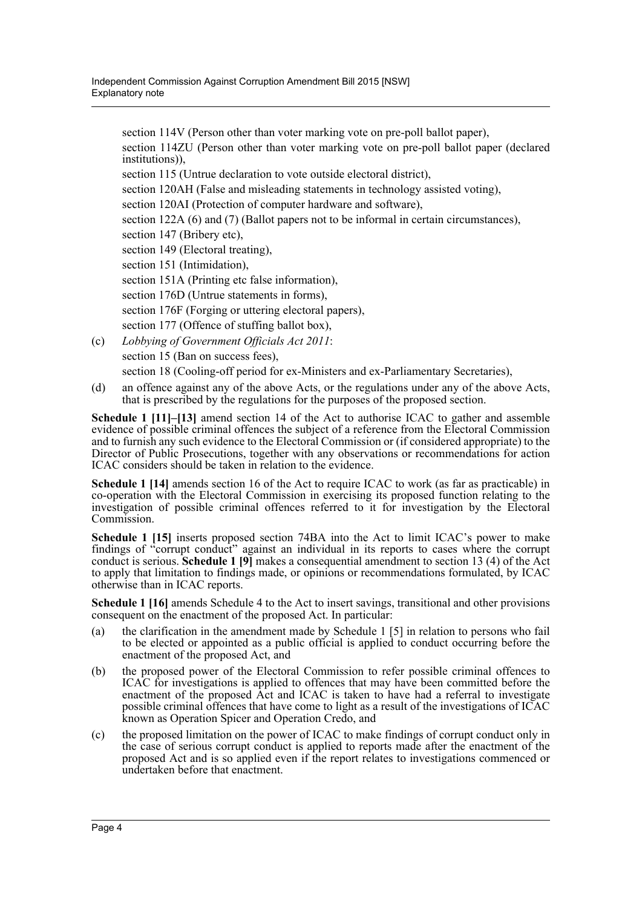section 114V (Person other than voter marking vote on pre-poll ballot paper),

section 114ZU (Person other than voter marking vote on pre-poll ballot paper (declared institutions)),

section 115 (Untrue declaration to vote outside electoral district),

section 120AH (False and misleading statements in technology assisted voting),

section 120AI (Protection of computer hardware and software),

section 122A (6) and (7) (Ballot papers not to be informal in certain circumstances),

section 147 (Bribery etc),

section 149 (Electoral treating),

section 151 (Intimidation),

section 151A (Printing etc false information),

section 176D (Untrue statements in forms),

section 176F (Forging or uttering electoral papers),

section 177 (Offence of stuffing ballot box),

(c) *Lobbying of Government Officials Act 2011*:

section 15 (Ban on success fees),

section 18 (Cooling-off period for ex-Ministers and ex-Parliamentary Secretaries),

(d) an offence against any of the above Acts, or the regulations under any of the above Acts, that is prescribed by the regulations for the purposes of the proposed section.

**Schedule 1 [11]–[13]** amend section 14 of the Act to authorise ICAC to gather and assemble evidence of possible criminal offences the subject of a reference from the Electoral Commission and to furnish any such evidence to the Electoral Commission or (if considered appropriate) to the Director of Public Prosecutions, together with any observations or recommendations for action ICAC considers should be taken in relation to the evidence.

**Schedule 1 [14]** amends section 16 of the Act to require ICAC to work (as far as practicable) in co-operation with the Electoral Commission in exercising its proposed function relating to the investigation of possible criminal offences referred to it for investigation by the Electoral Commission.

**Schedule 1 [15]** inserts proposed section 74BA into the Act to limit ICAC's power to make findings of "corrupt conduct" against an individual in its reports to cases where the corrupt conduct is serious. **Schedule 1 [9]** makes a consequential amendment to section 13 (4) of the Act to apply that limitation to findings made, or opinions or recommendations formulated, by ICAC otherwise than in ICAC reports.

**Schedule 1 [16]** amends Schedule 4 to the Act to insert savings, transitional and other provisions consequent on the enactment of the proposed Act. In particular:

(a) the clarification in the amendment made by Schedule 1 [5] in relation to persons who fail to be elected or appointed as a public official is applied to conduct occurring before the enactment of the proposed Act, and

(b) the proposed power of the Electoral Commission to refer possible criminal offences to ICAC for investigations is applied to offences that may have been committed before the enactment of the proposed Act and ICAC is taken to have had a referral to investigate possible criminal offences that have come to light as a result of the investigations of ICAC known as Operation Spicer and Operation Credo, and

(c) the proposed limitation on the power of ICAC to make findings of corrupt conduct only in the case of serious corrupt conduct is applied to reports made after the enactment of the proposed Act and is so applied even if the report relates to investigations commenced or undertaken before that enactment.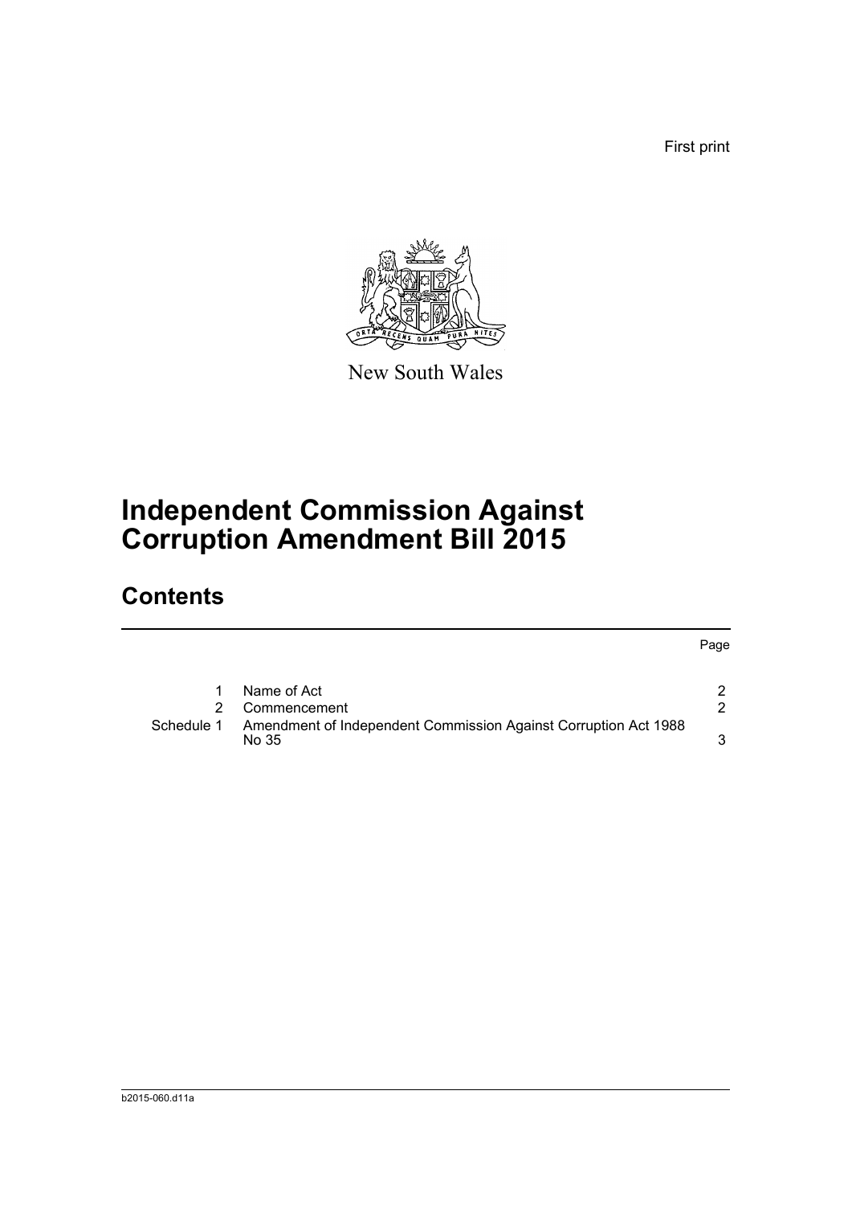First print

New South Wales

# Independent Commission Against Corruption Amendment Bill 2015

## Contents

| | | Page |
|---|---|---|
| 1 | Name of Act | 2 |
| 2 | Commencement | 2 |
| Schedule 1 | Amendment of Independent Commission Against Corruption Act 1988 No 35 | 3 |

b2015-060.d11a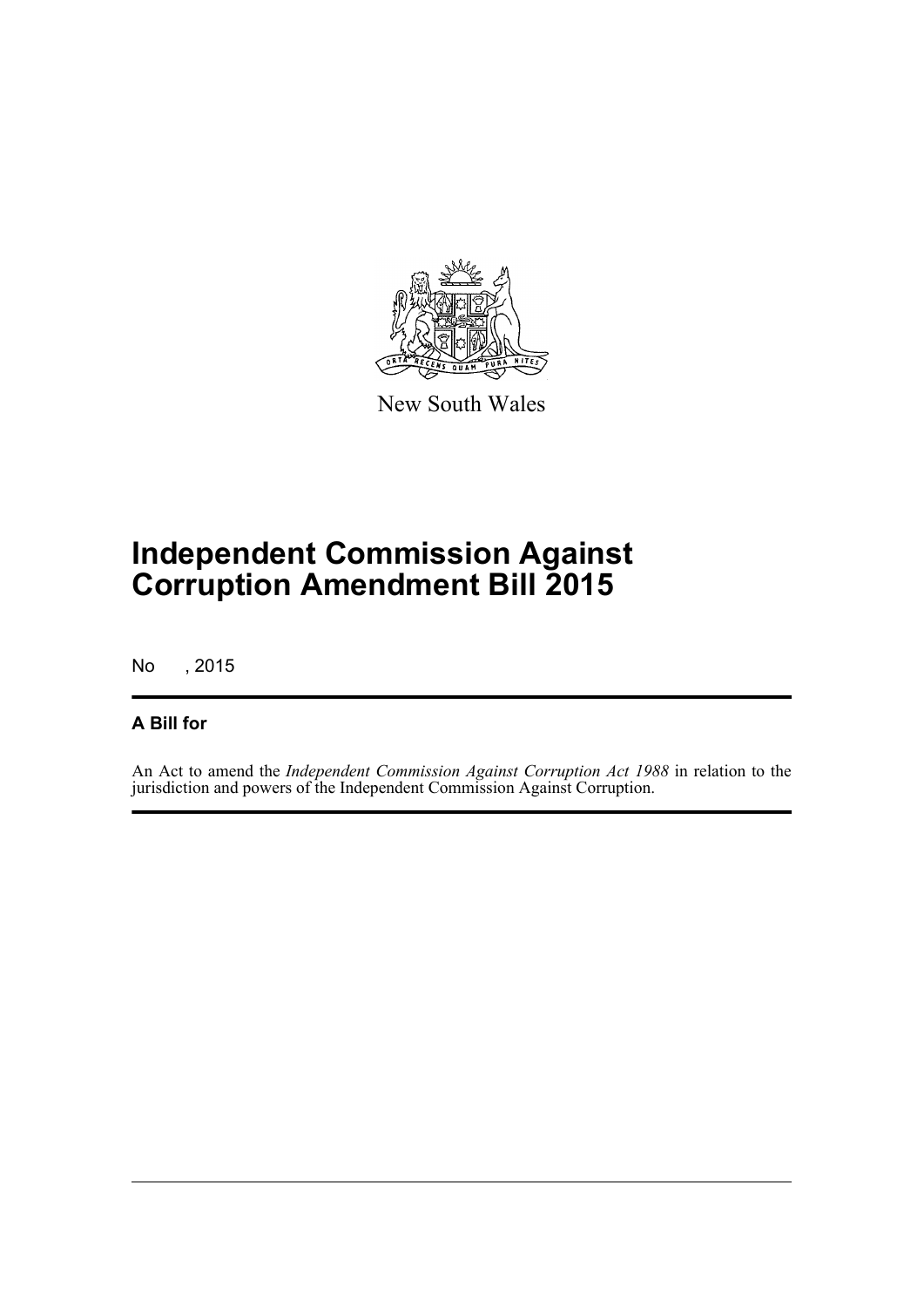New South Wales

# Independent Commission Against Corruption Amendment Bill 2015

No , 2015

## A Bill for

An Act to amend the *Independent Commission Against Corruption Act 1988* in relation to the jurisdiction and powers of the Independent Commission Against Corruption.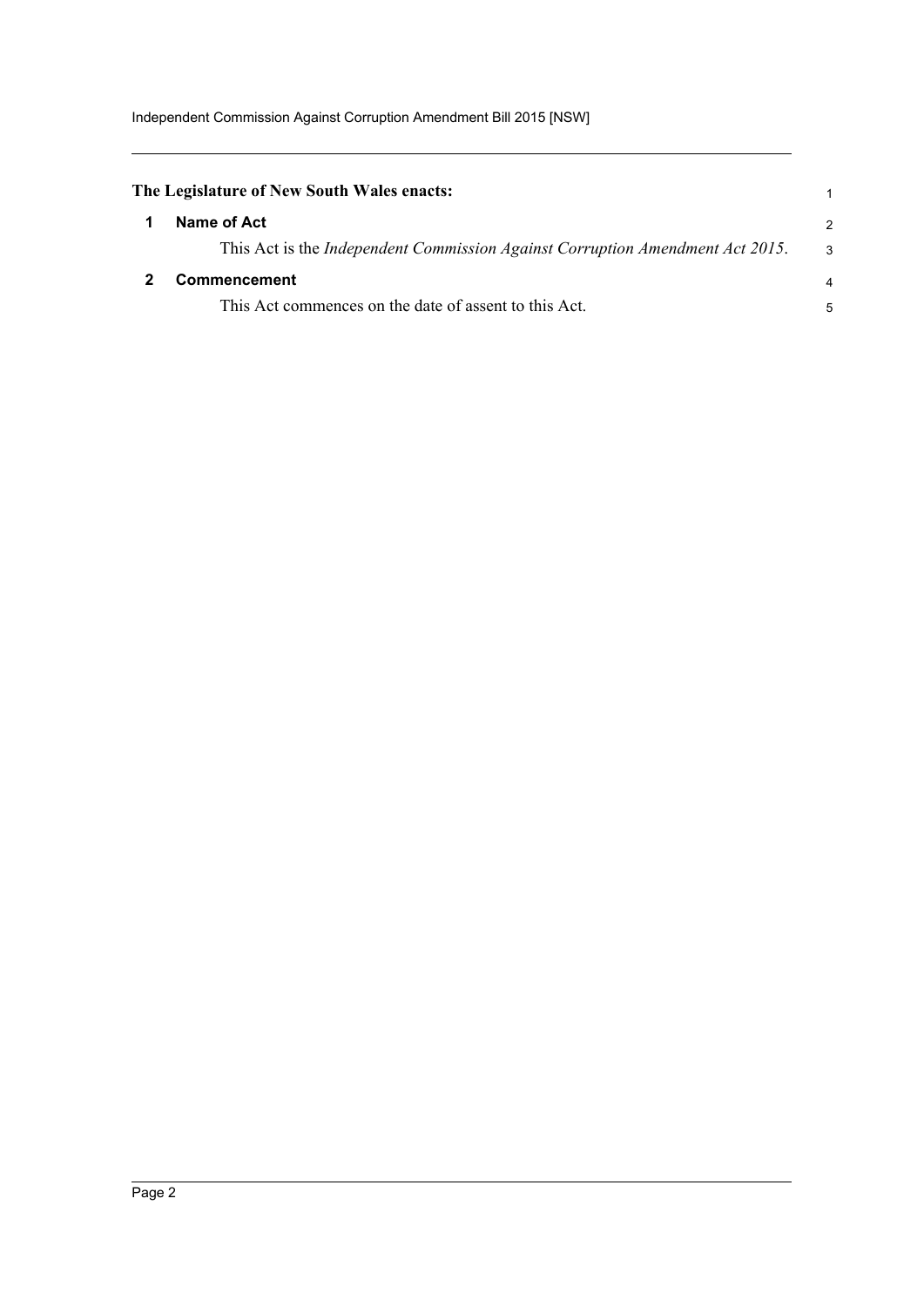**The Legislature of New South Wales enacts:**

## 1 Name of Act

This Act is the *Independent Commission Against Corruption Amendment Act 2015*.

## 2 Commencement

This Act commences on the date of assent to this Act.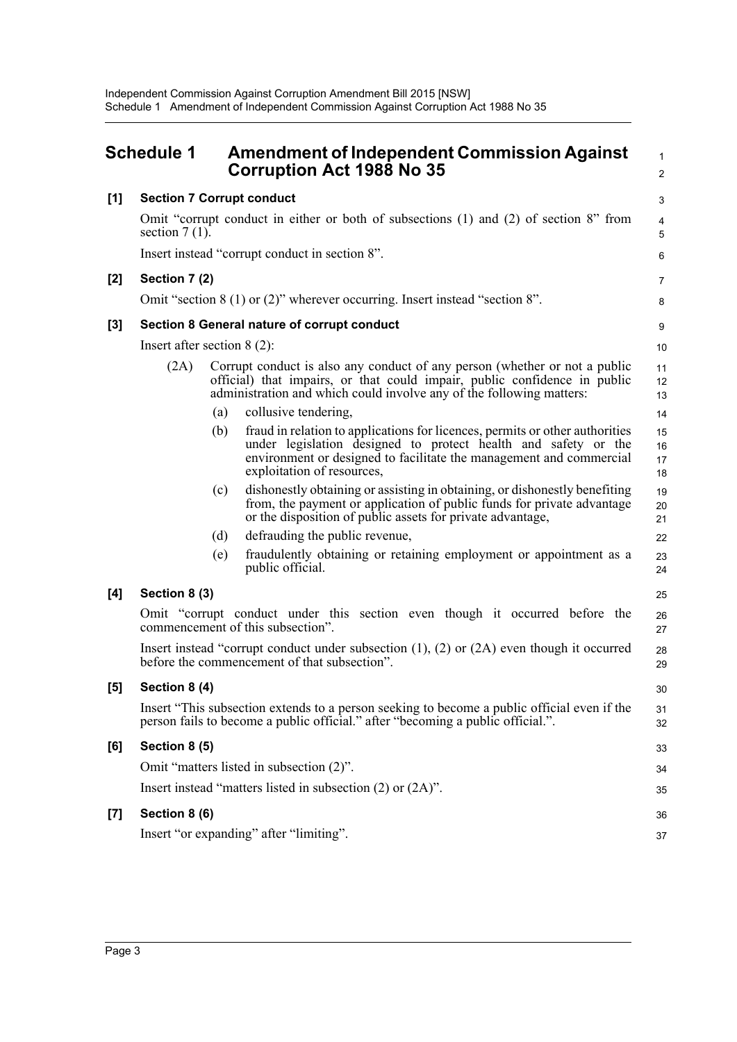## Schedule 1 Amendment of Independent Commission Against Corruption Act 1988 No 35

### [1] Section 7 Corrupt conduct

Omit "corrupt conduct in either or both of subsections (1) and (2) of section 8" from section 7 (1).

Insert instead "corrupt conduct in section 8".

### [2] Section 7 (2)

Omit "section 8 (1) or (2)" wherever occurring. Insert instead "section 8".

### [3] Section 8 General nature of corrupt conduct

Insert after section 8 (2):

(2A) Corrupt conduct is also any conduct of any person (whether or not a public official) that impairs, or that could impair, public confidence in public administration and which could involve any of the following matters:

- (a) collusive tendering,
- (b) fraud in relation to applications for licences, permits or other authorities under legislation designed to protect health and safety or the environment or designed to facilitate the management and commercial exploitation of resources,
- (c) dishonestly obtaining or assisting in obtaining, or dishonestly benefiting from, the payment or application of public funds for private advantage or the disposition of public assets for private advantage,
- (d) defrauding the public revenue,
- (e) fraudulently obtaining or retaining employment or appointment as a public official.

### [4] Section 8 (3)

Omit "corrupt conduct under this section even though it occurred before the commencement of this subsection".

Insert instead "corrupt conduct under subsection (1), (2) or (2A) even though it occurred before the commencement of that subsection".

### [5] Section 8 (4)

Insert "This subsection extends to a person seeking to become a public official even if the person fails to become a public official." after "becoming a public official.".

### [6] Section 8 (5)

Omit "matters listed in subsection (2)".

Insert instead "matters listed in subsection (2) or (2A)".

### [7] Section 8 (6)

Insert "or expanding" after "limiting".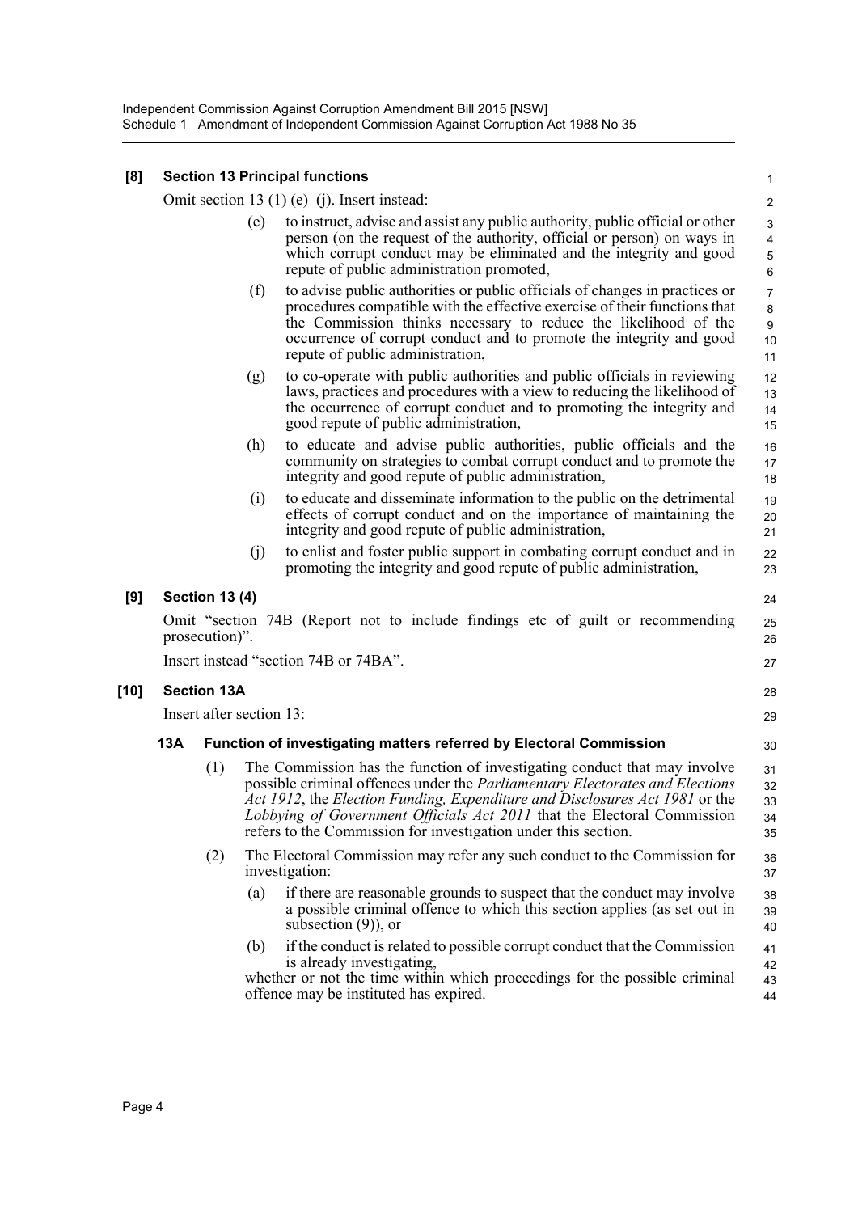**[8] Section 13 Principal functions**

Omit section 13 (1) (e)–(j). Insert instead:

(e) to instruct, advise and assist any public authority, public official or other person (on the request of the authority, official or person) on ways in which corrupt conduct may be eliminated and the integrity and good repute of public administration promoted,

(f) to advise public authorities or public officials of changes in practices or procedures compatible with the effective exercise of their functions that the Commission thinks necessary to reduce the likelihood of the occurrence of corrupt conduct and to promote the integrity and good repute of public administration,

(g) to co-operate with public authorities and public officials in reviewing laws, practices and procedures with a view to reducing the likelihood of the occurrence of corrupt conduct and to promoting the integrity and good repute of public administration,

(h) to educate and advise public authorities, public officials and the community on strategies to combat corrupt conduct and to promote the integrity and good repute of public administration,

(i) to educate and disseminate information to the public on the detrimental effects of corrupt conduct and on the importance of maintaining the integrity and good repute of public administration,

(j) to enlist and foster public support in combating corrupt conduct and in promoting the integrity and good repute of public administration,

**[9] Section 13 (4)**

Omit "section 74B (Report not to include findings etc of guilt or recommending prosecution)".

Insert instead "section 74B or 74BA".

**[10] Section 13A**

Insert after section 13:

**13A Function of investigating matters referred by Electoral Commission**

(1) The Commission has the function of investigating conduct that may involve possible criminal offences under the *Parliamentary Electorates and Elections Act 1912*, the *Election Funding, Expenditure and Disclosures Act 1981* or the *Lobbying of Government Officials Act 2011* that the Electoral Commission refers to the Commission for investigation under this section.

(2) The Electoral Commission may refer any such conduct to the Commission for investigation:

(a) if there are reasonable grounds to suspect that the conduct may involve a possible criminal offence to which this section applies (as set out in subsection (9)), or

(b) if the conduct is related to possible corrupt conduct that the Commission is already investigating,

whether or not the time within which proceedings for the possible criminal offence may be instituted has expired.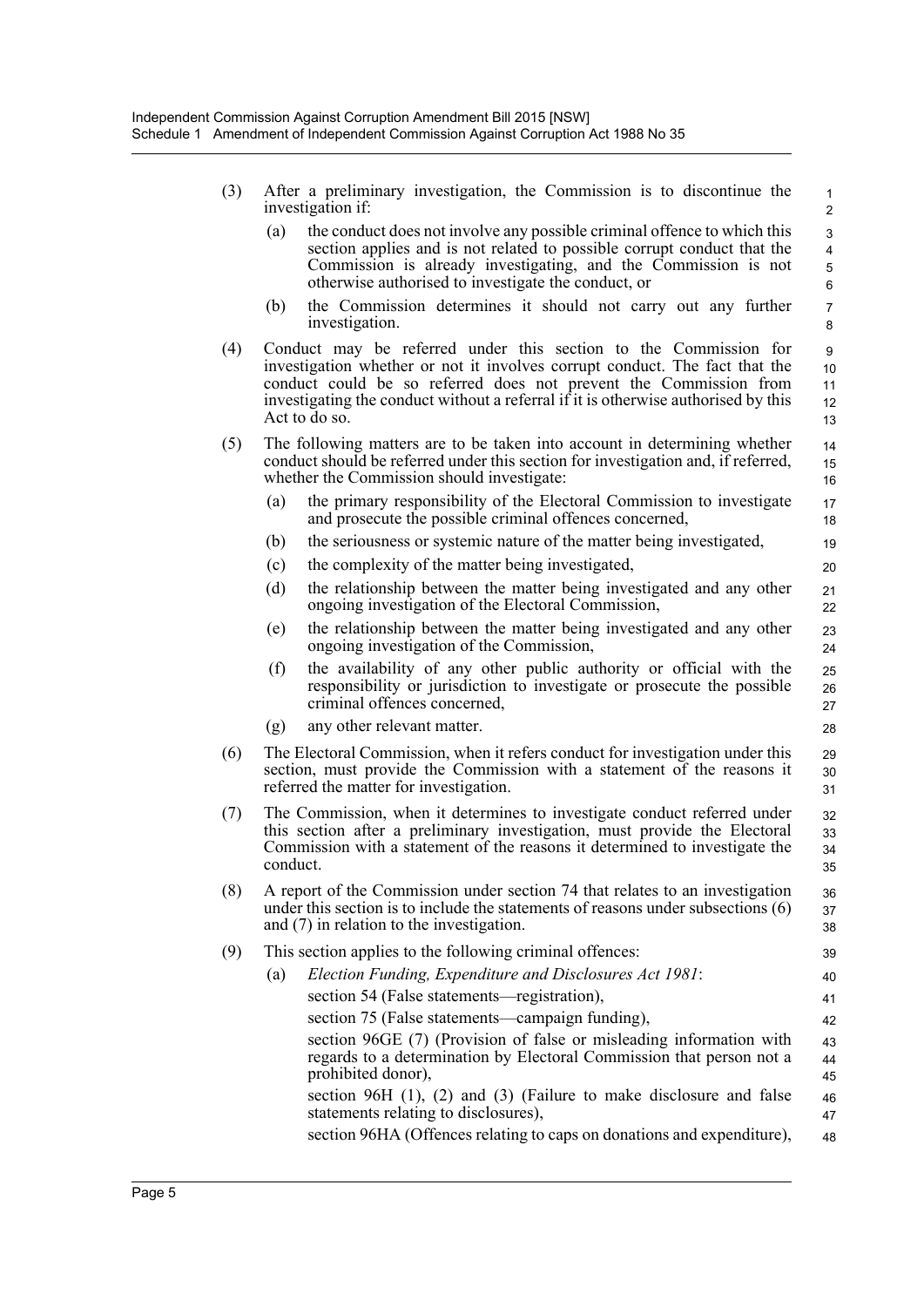(3) After a preliminary investigation, the Commission is to discontinue the investigation if:

(a) the conduct does not involve any possible criminal offence to which this section applies and is not related to possible corrupt conduct that the Commission is already investigating, and the Commission is not otherwise authorised to investigate the conduct, or

(b) the Commission determines it should not carry out any further investigation.

(4) Conduct may be referred under this section to the Commission for investigation whether or not it involves corrupt conduct. The fact that the conduct could be so referred does not prevent the Commission from investigating the conduct without a referral if it is otherwise authorised by this Act to do so.

(5) The following matters are to be taken into account in determining whether conduct should be referred under this section for investigation and, if referred, whether the Commission should investigate:

(a) the primary responsibility of the Electoral Commission to investigate and prosecute the possible criminal offences concerned,

(b) the seriousness or systemic nature of the matter being investigated,

(c) the complexity of the matter being investigated,

(d) the relationship between the matter being investigated and any other ongoing investigation of the Electoral Commission,

(e) the relationship between the matter being investigated and any other ongoing investigation of the Commission,

(f) the availability of any other public authority or official with the responsibility or jurisdiction to investigate or prosecute the possible criminal offences concerned,

(g) any other relevant matter.

(6) The Electoral Commission, when it refers conduct for investigation under this section, must provide the Commission with a statement of the reasons it referred the matter for investigation.

(7) The Commission, when it determines to investigate conduct referred under this section after a preliminary investigation, must provide the Electoral Commission with a statement of the reasons it determined to investigate the conduct.

(8) A report of the Commission under section 74 that relates to an investigation under this section is to include the statements of reasons under subsections (6) and (7) in relation to the investigation.

(9) This section applies to the following criminal offences:

(a) *Election Funding, Expenditure and Disclosures Act 1981*:

section 54 (False statements—registration),

section 75 (False statements—campaign funding),

section 96GE (7) (Provision of false or misleading information with regards to a determination by Electoral Commission that person not a prohibited donor),

section 96H (1), (2) and (3) (Failure to make disclosure and false statements relating to disclosures),

section 96HA (Offences relating to caps on donations and expenditure),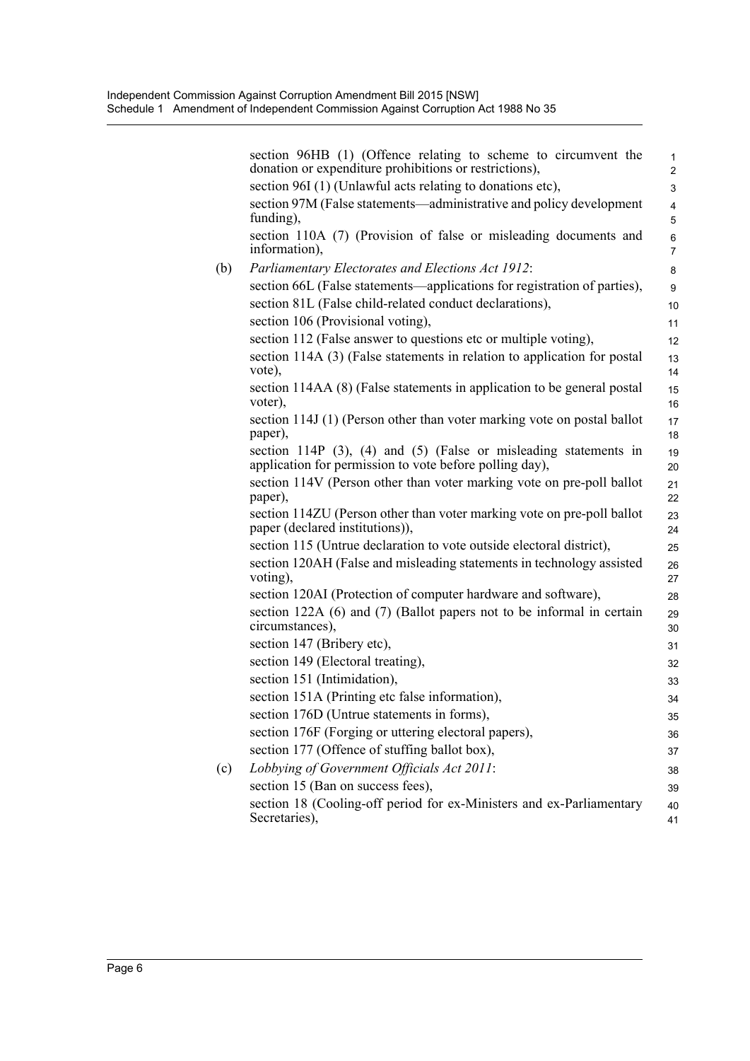section 96HB (1) (Offence relating to scheme to circumvent the donation or expenditure prohibitions or restrictions),

section 96I (1) (Unlawful acts relating to donations etc),

section 97M (False statements—administrative and policy development funding),

section 110A (7) (Provision of false or misleading documents and information),

(b) *Parliamentary Electorates and Elections Act 1912*:

section 66L (False statements—applications for registration of parties),

section 81L (False child-related conduct declarations),

section 106 (Provisional voting),

section 112 (False answer to questions etc or multiple voting),

section 114A (3) (False statements in relation to application for postal vote),

section 114AA (8) (False statements in application to be general postal voter),

section 114J (1) (Person other than voter marking vote on postal ballot paper),

section 114P (3), (4) and (5) (False or misleading statements in application for permission to vote before polling day),

section 114V (Person other than voter marking vote on pre-poll ballot paper),

section 114ZU (Person other than voter marking vote on pre-poll ballot paper (declared institutions)),

section 115 (Untrue declaration to vote outside electoral district),

section 120AH (False and misleading statements in technology assisted voting),

section 120AI (Protection of computer hardware and software),

section 122A (6) and (7) (Ballot papers not to be informal in certain circumstances),

section 147 (Bribery etc),

section 149 (Electoral treating),

section 151 (Intimidation),

section 151A (Printing etc false information),

section 176D (Untrue statements in forms),

section 176F (Forging or uttering electoral papers),

section 177 (Offence of stuffing ballot box),

(c) *Lobbying of Government Officials Act 2011*:

section 15 (Ban on success fees),

section 18 (Cooling-off period for ex-Ministers and ex-Parliamentary Secretaries),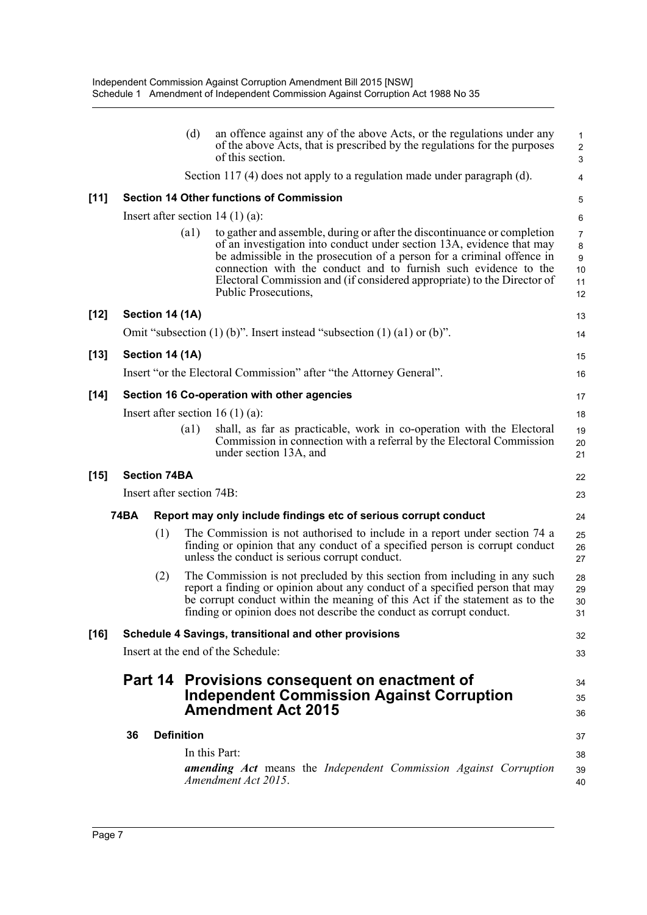(d) an offence against any of the above Acts, or the regulations under any of the above Acts, that is prescribed by the regulations for the purposes of this section.

Section 117 (4) does not apply to a regulation made under paragraph (d).

**[11] Section 14 Other functions of Commission**

Insert after section 14 (1) (a):

(a1) to gather and assemble, during or after the discontinuance or completion of an investigation into conduct under section 13A, evidence that may be admissible in the prosecution of a person for a criminal offence in connection with the conduct and to furnish such evidence to the Electoral Commission and (if considered appropriate) to the Director of Public Prosecutions,

**[12] Section 14 (1A)**

Omit "subsection (1) (b)". Insert instead "subsection (1) (a1) or (b)".

**[13] Section 14 (1A)**

Insert "or the Electoral Commission" after "the Attorney General".

**[14] Section 16 Co-operation with other agencies**

Insert after section 16 (1) (a):

(a1) shall, as far as practicable, work in co-operation with the Electoral Commission in connection with a referral by the Electoral Commission under section 13A, and

**[15] Section 74BA**

Insert after section 74B:

**74BA Report may only include findings etc of serious corrupt conduct**

(1) The Commission is not authorised to include in a report under section 74 a finding or opinion that any conduct of a specified person is corrupt conduct unless the conduct is serious corrupt conduct.

(2) The Commission is not precluded by this section from including in any such report a finding or opinion about any conduct of a specified person that may be corrupt conduct within the meaning of this Act if the statement as to the finding or opinion does not describe the conduct as corrupt conduct.

**[16] Schedule 4 Savings, transitional and other provisions**

Insert at the end of the Schedule:

## Part 14 Provisions consequent on enactment of Independent Commission Against Corruption Amendment Act 2015

**36 Definition**

In this Part:

***amending Act*** means the *Independent Commission Against Corruption Amendment Act 2015*.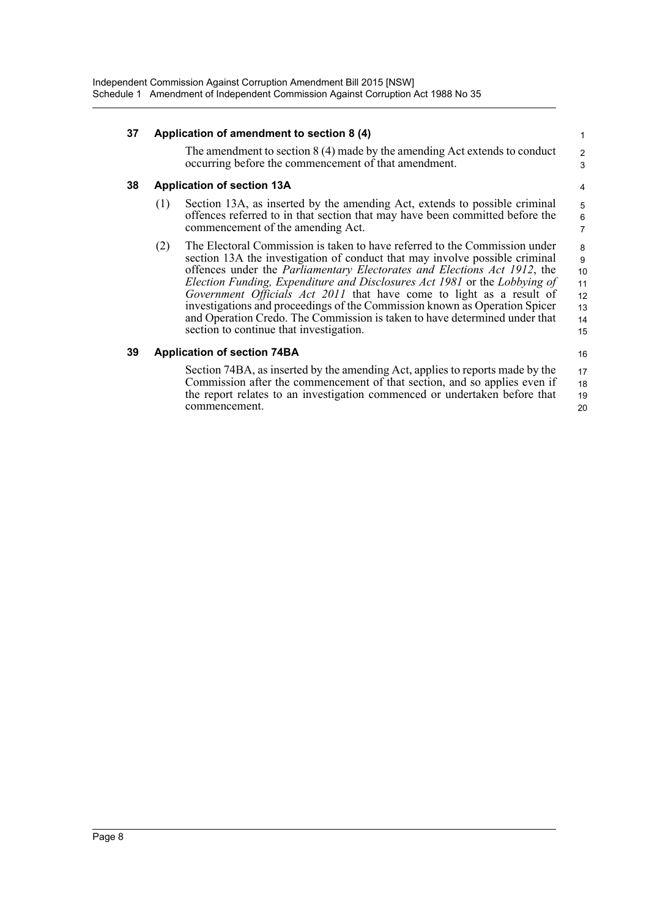**37 Application of amendment to section 8 (4)**

The amendment to section 8 (4) made by the amending Act extends to conduct occurring before the commencement of that amendment.

**38 Application of section 13A**

(1) Section 13A, as inserted by the amending Act, extends to possible criminal offences referred to in that section that may have been committed before the commencement of the amending Act.

(2) The Electoral Commission is taken to have referred to the Commission under section 13A the investigation of conduct that may involve possible criminal offences under the *Parliamentary Electorates and Elections Act 1912*, the *Election Funding, Expenditure and Disclosures Act 1981* or the *Lobbying of Government Officials Act 2011* that have come to light as a result of investigations and proceedings of the Commission known as Operation Spicer and Operation Credo. The Commission is taken to have determined under that section to continue that investigation.

**39 Application of section 74BA**

Section 74BA, as inserted by the amending Act, applies to reports made by the Commission after the commencement of that section, and so applies even if the report relates to an investigation commenced or undertaken before that commencement.